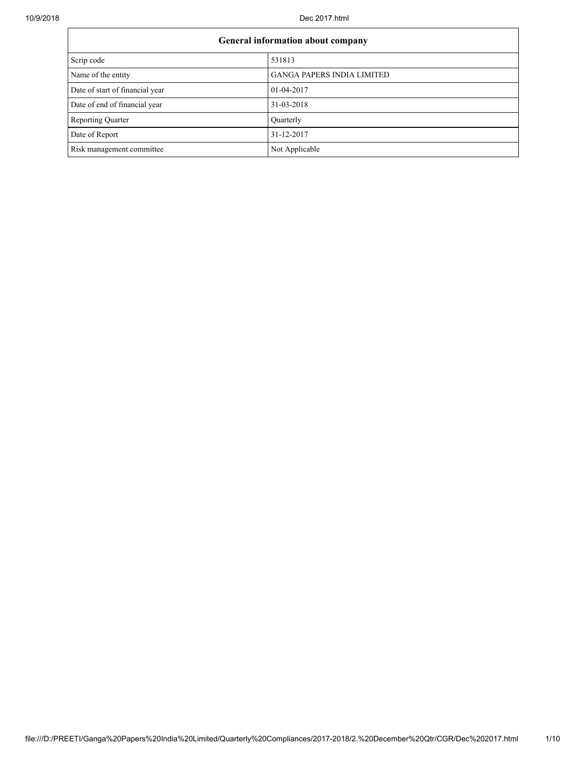| General information about company | |
|---|---|
| Scrip code | 531813 |
| Name of the entity | GANGA PAPERS INDIA LIMITED |
| Date of start of financial year | 01-04-2017 |
| Date of end of financial year | 31-03-2018 |
| Reporting Quarter | Quarterly |
| Date of Report | 31-12-2017 |
| Risk management committee | Not Applicable |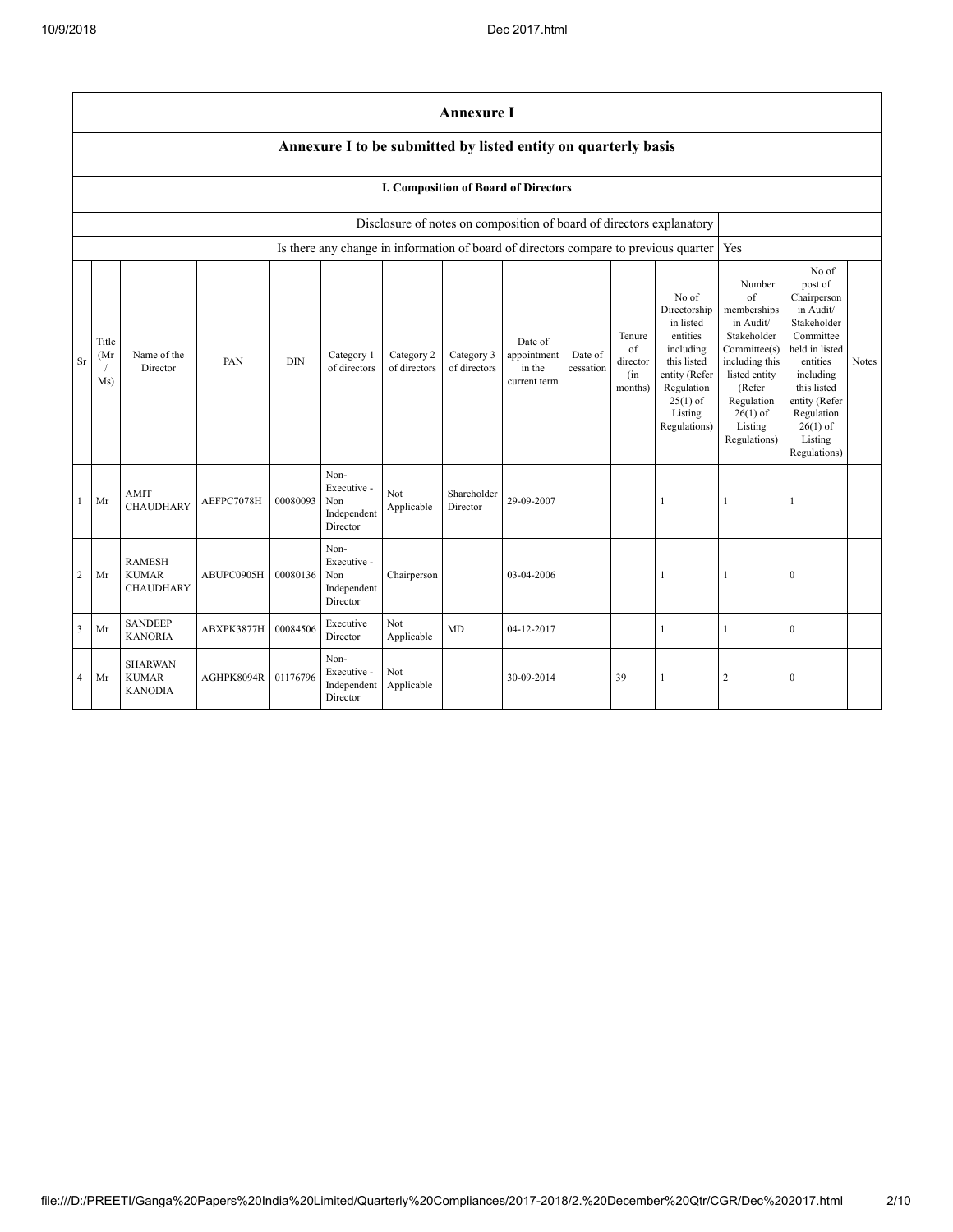# Annexure I

## Annexure I to be submitted by listed entity on quarterly basis

### I. Composition of Board of Directors

| Disclosure of notes on composition of board of directors explanatory | |
|---|---|
| Is there any change in information of board of directors compare to previous quarter | Yes |

| Sr | Title (Mr / Ms) | Name of the Director | PAN | DIN | Category 1 of directors | Category 2 of directors | Category 3 of directors | Date of appointment in the current term | Date of cessation | Tenure of director (in months) | No of Directorship in listed entities including this listed entity (Refer Regulation 25(1) of Listing Regulations) | Number of memberships in Audit/ Stakeholder Committee(s) including this listed entity (Refer Regulation 26(1) of Listing Regulations) | No of post of Chairperson in Audit/ Stakeholder Committee held in listed entities including this listed entity (Refer Regulation 26(1) of Listing Regulations) | Notes |
|---|---|---|---|---|---|---|---|---|---|---|---|---|---|---|
| 1 | Mr | AMIT CHAUDHARY | AEFPC7078H | 00080093 | Non-Executive - Non Independent Director | Not Applicable | Shareholder Director | 29-09-2007 | | | 1 | 1 | 1 | |
| 2 | Mr | RAMESH KUMAR CHAUDHARY | ABUPC0905H | 00080136 | Non-Executive - Non Independent Director | Chairperson | | 03-04-2006 | | | 1 | 1 | 0 | |
| 3 | Mr | SANDEEP KANORIA | ABXPK3877H | 00084506 | Executive Director | Not Applicable | MD | 04-12-2017 | | | 1 | 1 | 0 | |
| 4 | Mr | SHARWAN KUMAR KANODIA | AGHPK8094R | 01176796 | Non-Executive - Independent Director | Not Applicable | | 30-09-2014 | | 39 | 1 | 2 | 0 | |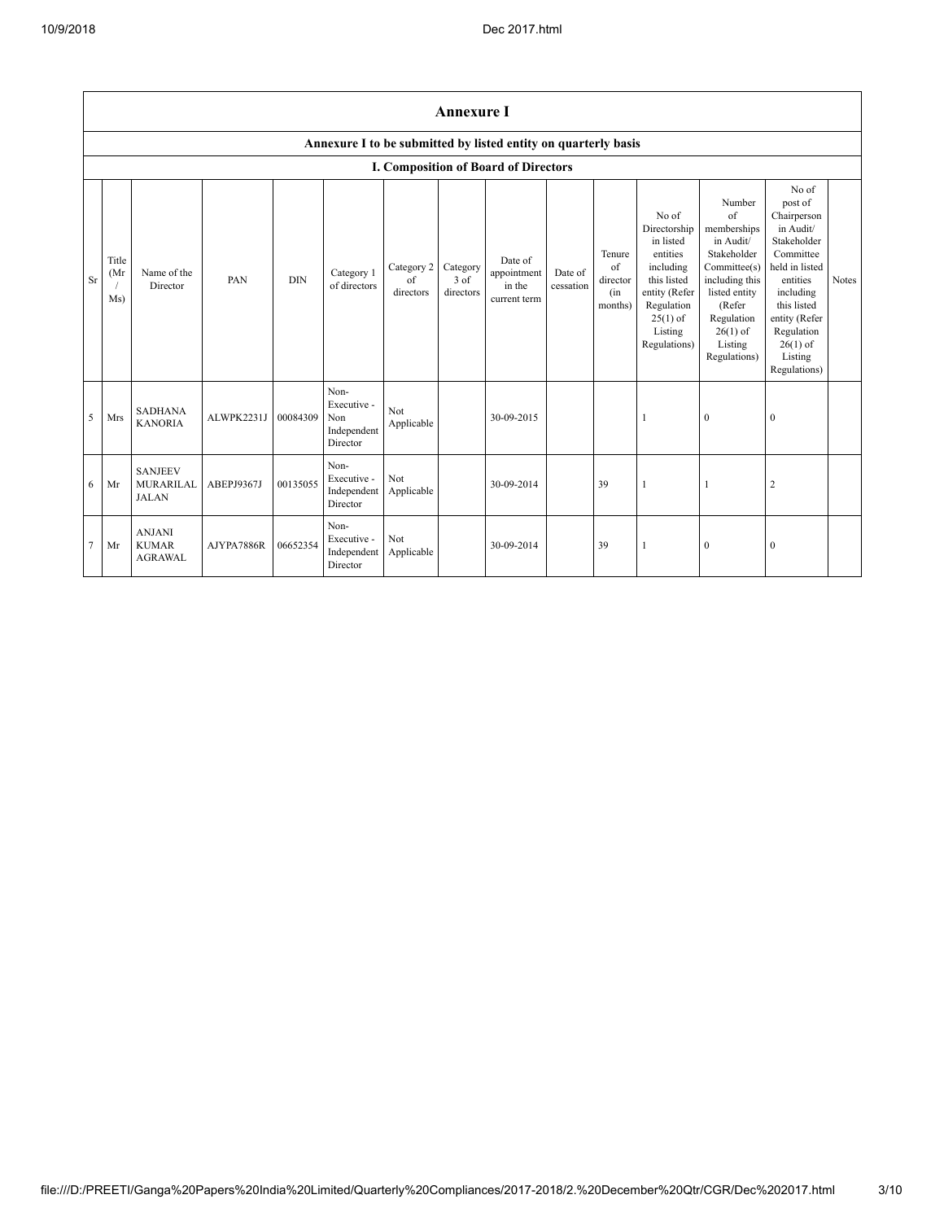## Annexure I

### Annexure I to be submitted by listed entity on quarterly basis

### I. Composition of Board of Directors

| Sr | Title (Mr / Ms) | Name of the Director | PAN | DIN | Category 1 of directors | Category 2 of directors | Category 3 of directors | Date of appointment in the current term | Date of cessation | Tenure of director (in months) | No of Directorship in listed entities including this listed entity (Refer Regulation 25(1) of Listing Regulations) | Number of memberships in Audit/ Stakeholder Committee(s) including this listed entity (Refer Regulation 26(1) of Listing Regulations) | No of post of Chairperson in Audit/ Stakeholder Committee held in listed entities including this listed entity (Refer Regulation 26(1) of Listing Regulations) | Notes |
|---|---|---|---|---|---|---|---|---|---|---|---|---|---|---|
| 5 | Mrs | SADHANA KANORIA | ALWPK2231J | 00084309 | Non-Executive - Non Independent Director | Not Applicable | | 30-09-2015 | | | 1 | 0 | 0 | |
| 6 | Mr | SANJEEV MURARILAL JALAN | ABEPJ9367J | 00135055 | Non-Executive - Independent Director | Not Applicable | | 30-09-2014 | | 39 | 1 | 1 | 2 | |
| 7 | Mr | ANJANI KUMAR AGRAWAL | AJYPA7886R | 06652354 | Non-Executive - Independent Director | Not Applicable | | 30-09-2014 | | 39 | 1 | 0 | 0 | |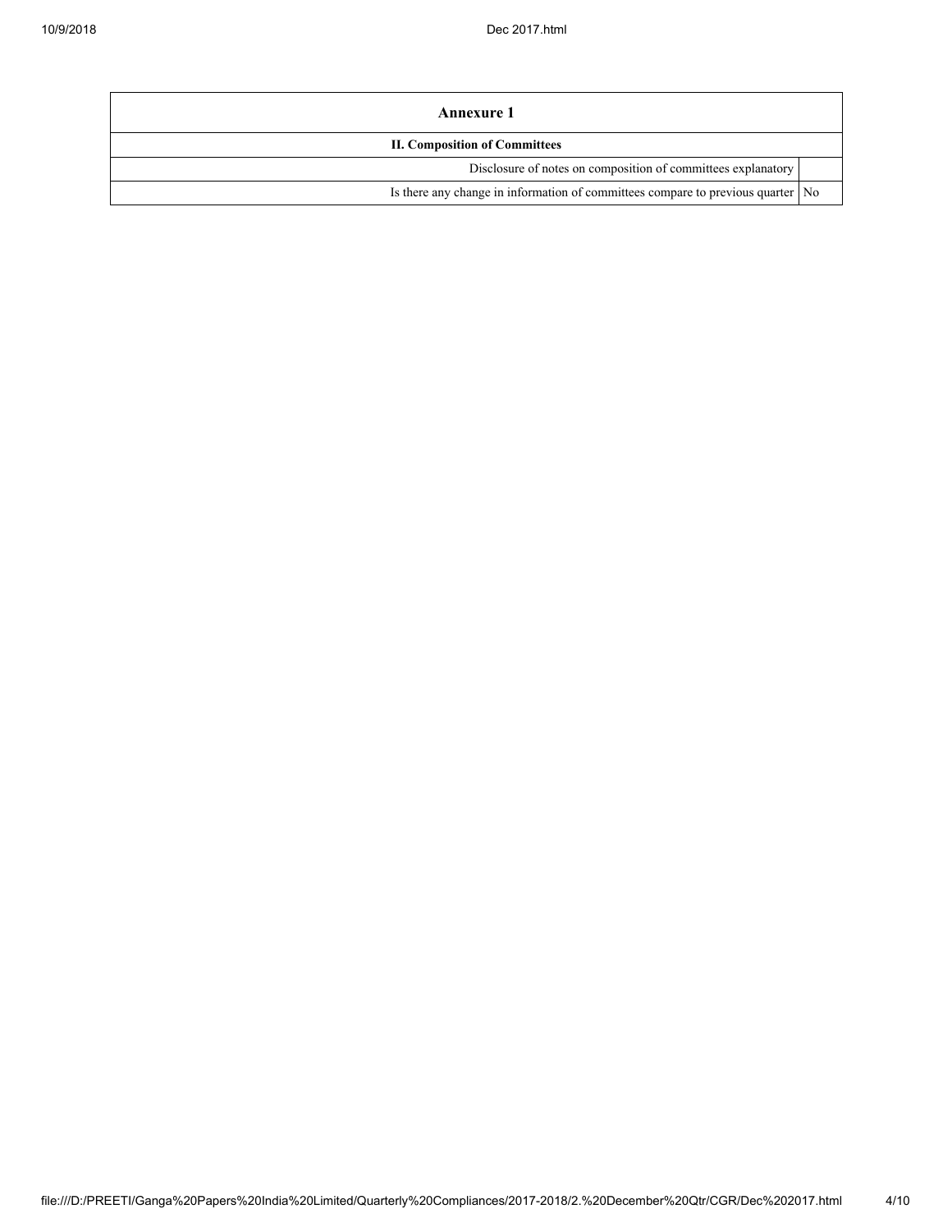| Annexure 1 | |
|---|---|
| **II. Composition of Committees** | |
| Disclosure of notes on composition of committees explanatory | |
| Is there any change in information of committees compare to previous quarter | No |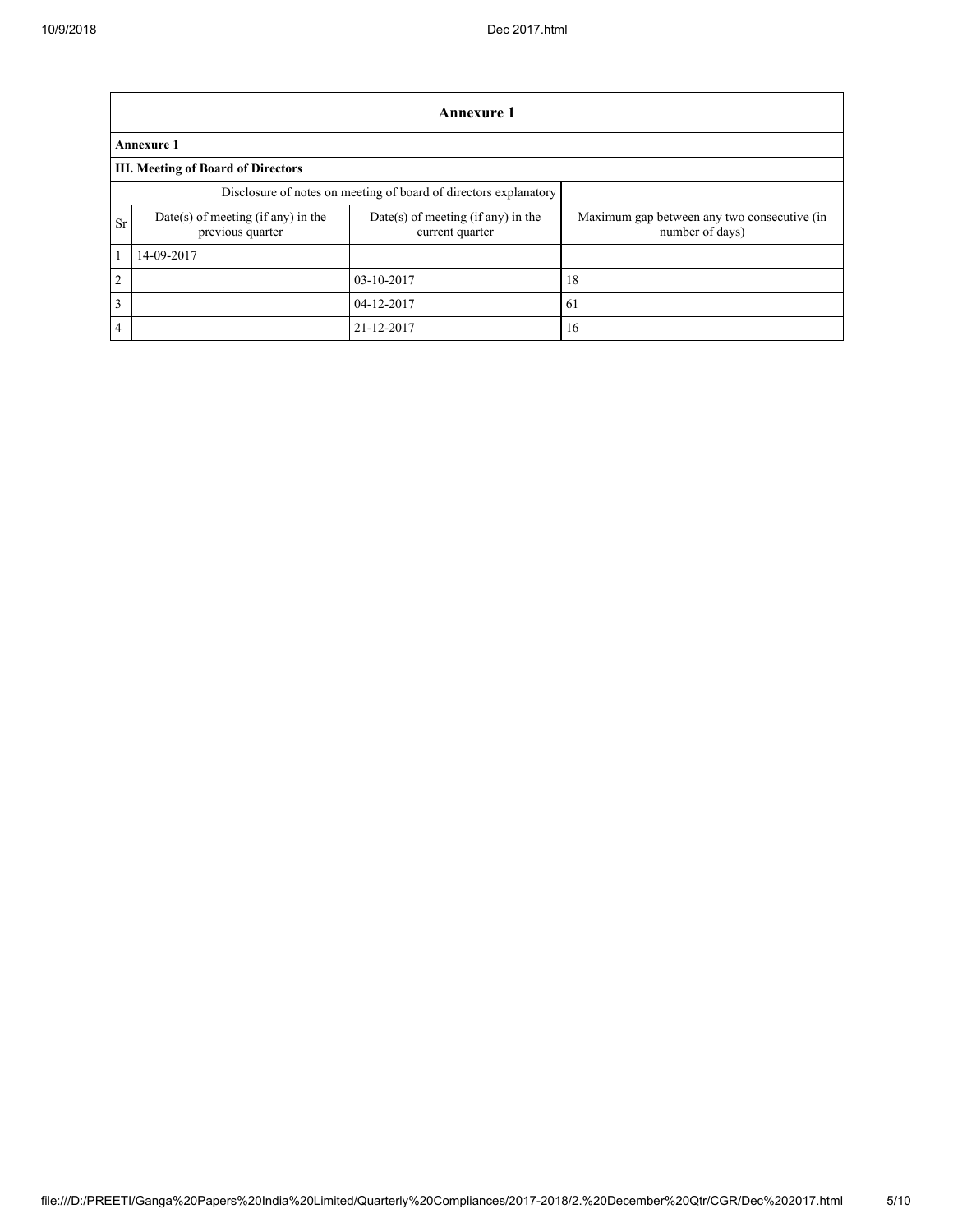| Annexure 1 | | | |
|---|---|---|---|
| **Annexure 1** | | | |
| **III. Meeting of Board of Directors** | | | |
| Disclosure of notes on meeting of board of directors explanatory | | | |
| Sr | Date(s) of meeting (if any) in the previous quarter | Date(s) of meeting (if any) in the current quarter | Maximum gap between any two consecutive (in number of days) |
| 1 | 14-09-2017 | | |
| 2 | | 03-10-2017 | 18 |
| 3 | | 04-12-2017 | 61 |
| 4 | | 21-12-2017 | 16 |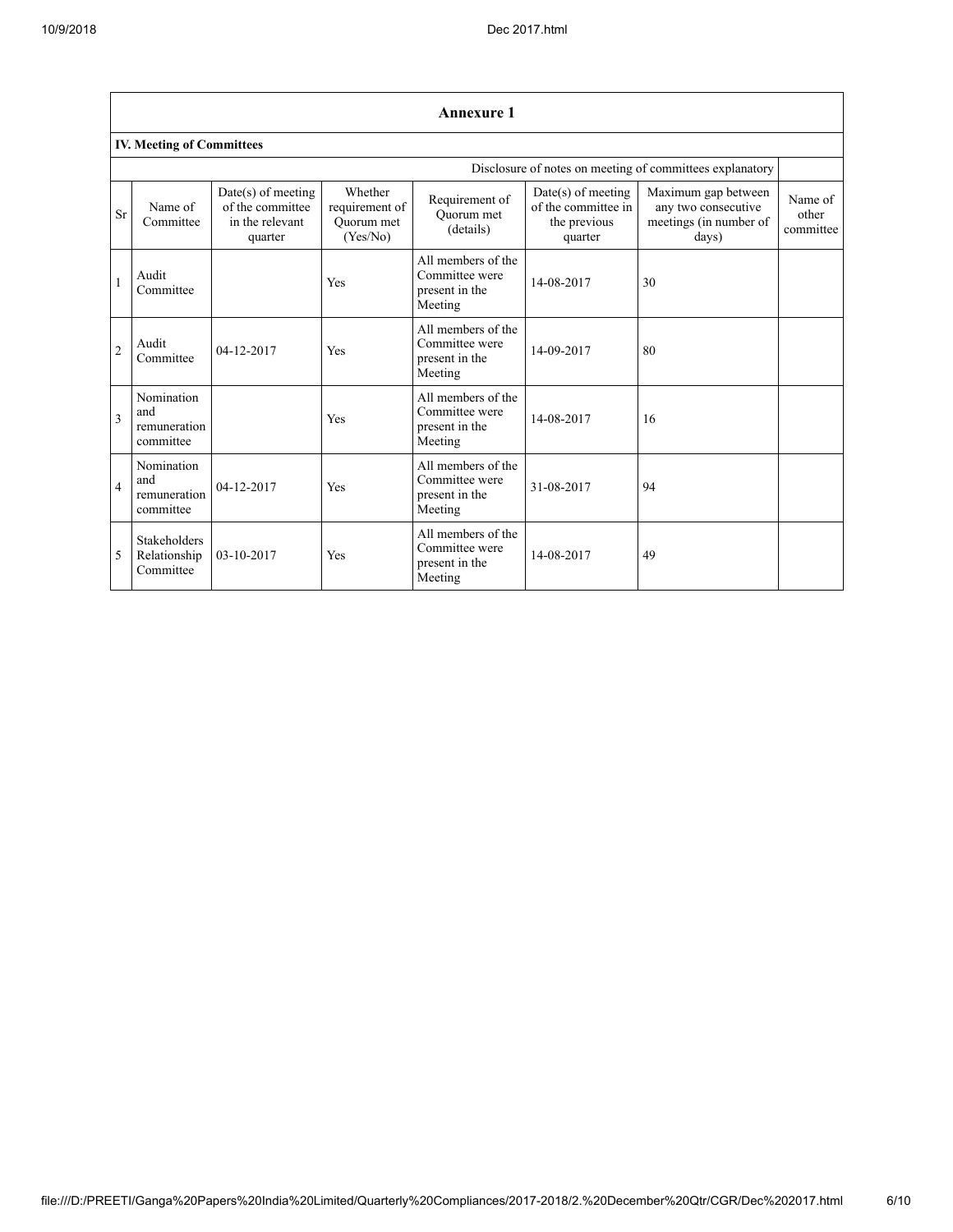## Annexure 1

### IV. Meeting of Committees

Disclosure of notes on meeting of committees explanatory

| Sr | Name of Committee | Date(s) of meeting of the committee in the relevant quarter | Whether requirement of Quorum met (Yes/No) | Requirement of Quorum met (details) | Date(s) of meeting of the committee in the previous quarter | Maximum gap between any two consecutive meetings (in number of days) | Name of other committee |
|---|---|---|---|---|---|---|---|
| 1 | Audit Committee | | Yes | All members of the Committee were present in the Meeting | 14-08-2017 | 30 | |
| 2 | Audit Committee | 04-12-2017 | Yes | All members of the Committee were present in the Meeting | 14-09-2017 | 80 | |
| 3 | Nomination and remuneration committee | | Yes | All members of the Committee were present in the Meeting | 14-08-2017 | 16 | |
| 4 | Nomination and remuneration committee | 04-12-2017 | Yes | All members of the Committee were present in the Meeting | 31-08-2017 | 94 | |
| 5 | Stakeholders Relationship Committee | 03-10-2017 | Yes | All members of the Committee were present in the Meeting | 14-08-2017 | 49 | |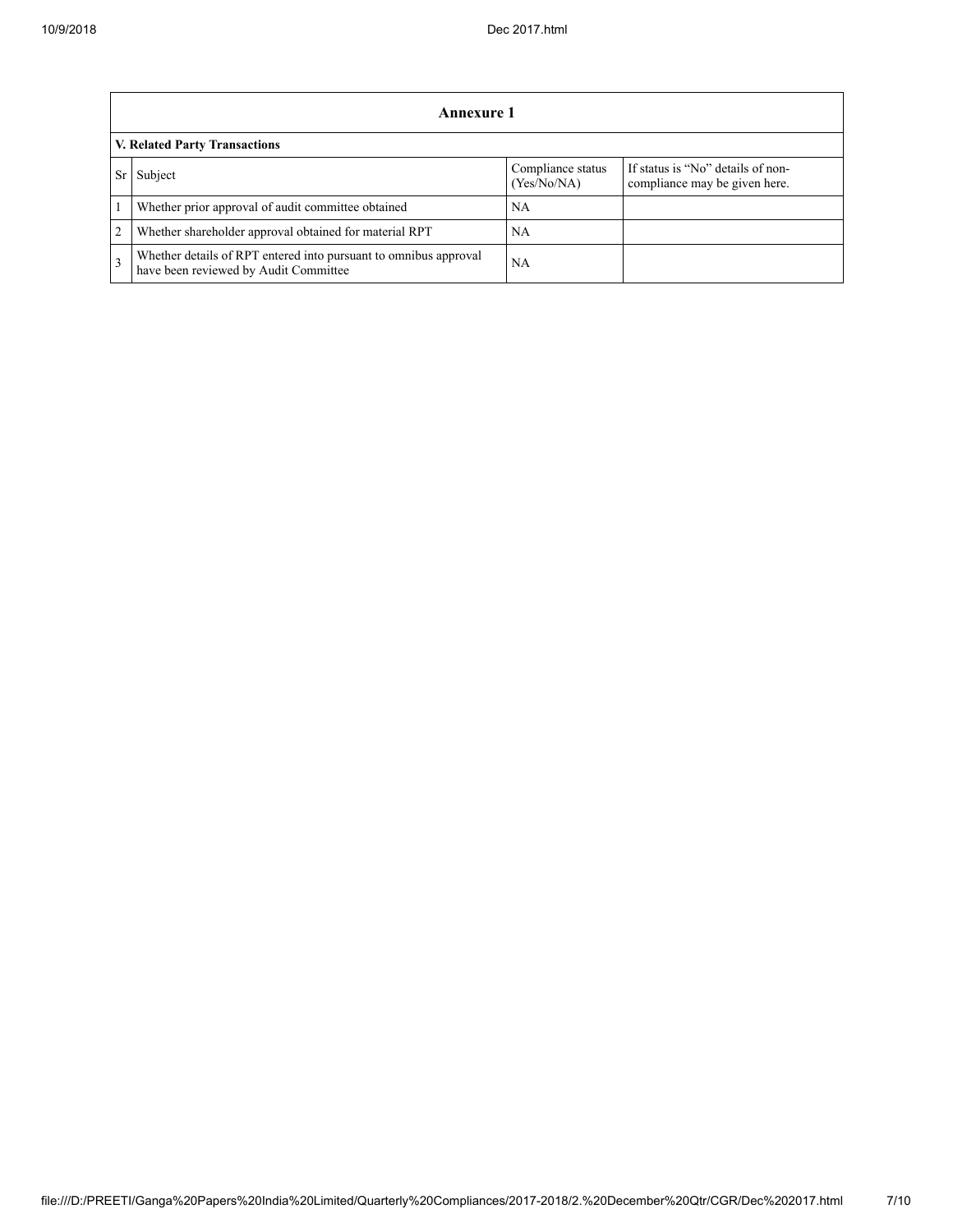## Annexure 1

### V. Related Party Transactions

| Sr | Subject | Compliance status (Yes/No/NA) | If status is "No" details of non-compliance may be given here. |
|---|---|---|---|
| 1 | Whether prior approval of audit committee obtained | NA | |
| 2 | Whether shareholder approval obtained for material RPT | NA | |
| 3 | Whether details of RPT entered into pursuant to omnibus approval have been reviewed by Audit Committee | NA | |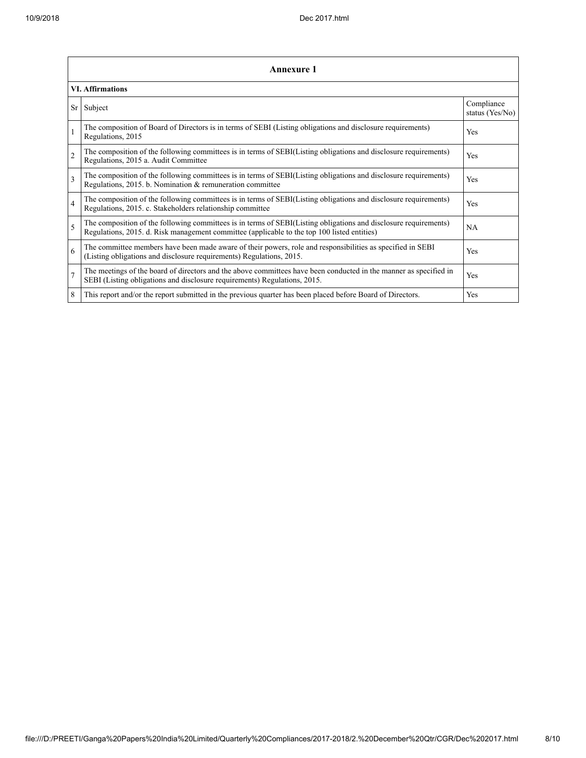| Annexure 1 | | |
|---|---|---|
| **VI. Affirmations** | | |
| Sr | Subject | Compliance status (Yes/No) |
| 1 | The composition of Board of Directors is in terms of SEBI (Listing obligations and disclosure requirements) Regulations, 2015 | Yes |
| 2 | The composition of the following committees is in terms of SEBI(Listing obligations and disclosure requirements) Regulations, 2015 a. Audit Committee | Yes |
| 3 | The composition of the following committees is in terms of SEBI(Listing obligations and disclosure requirements) Regulations, 2015. b. Nomination & remuneration committee | Yes |
| 4 | The composition of the following committees is in terms of SEBI(Listing obligations and disclosure requirements) Regulations, 2015. c. Stakeholders relationship committee | Yes |
| 5 | The composition of the following committees is in terms of SEBI(Listing obligations and disclosure requirements) Regulations, 2015. d. Risk management committee (applicable to the top 100 listed entities) | NA |
| 6 | The committee members have been made aware of their powers, role and responsibilities as specified in SEBI (Listing obligations and disclosure requirements) Regulations, 2015. | Yes |
| 7 | The meetings of the board of directors and the above committees have been conducted in the manner as specified in SEBI (Listing obligations and disclosure requirements) Regulations, 2015. | Yes |
| 8 | This report and/or the report submitted in the previous quarter has been placed before Board of Directors. | Yes |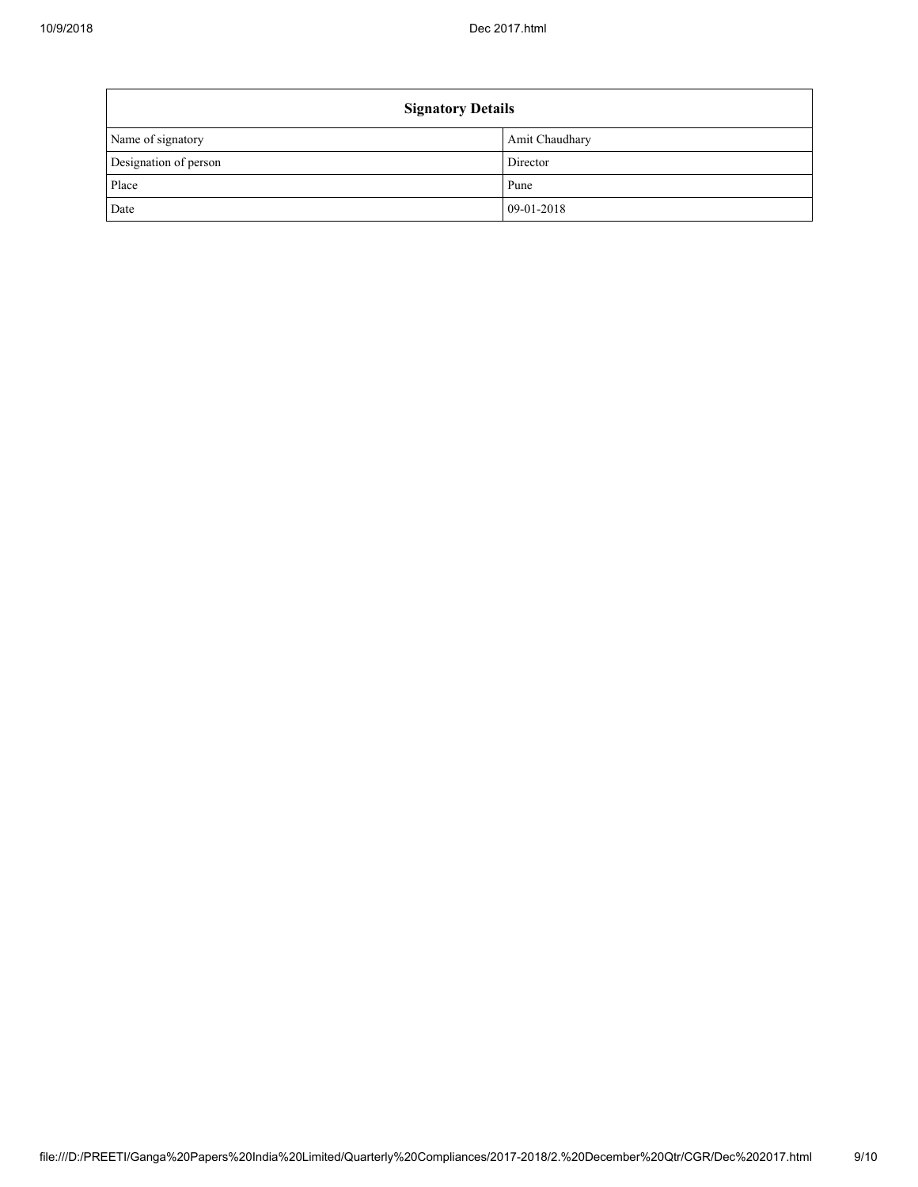| Signatory Details | |
|---|---|
| Name of signatory | Amit Chaudhary |
| Designation of person | Director |
| Place | Pune |
| Date | 09-01-2018 |